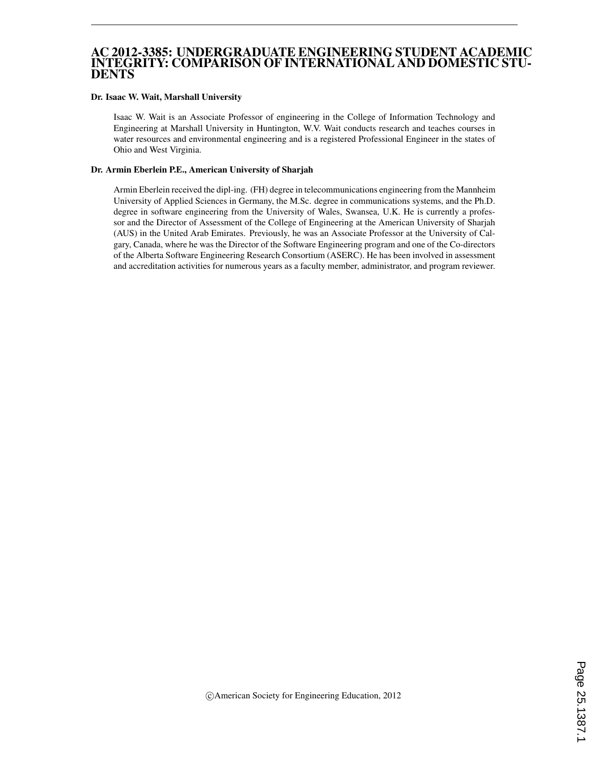# AC 2012-3385: UNDERGRADUATE ENGINEERING STUDENT ACADEMIC INTEGRITY: COMPARISON OF INTERNATIONAL AND DOMESTIC STUDENTS

**Dr. Isaac W. Wait, Marshall University**

Isaac W. Wait is an Associate Professor of engineering in the College of Information Technology and Engineering at Marshall University in Huntington, W.V. Wait conducts research and teaches courses in water resources and environmental engineering and is a registered Professional Engineer in the states of Ohio and West Virginia.

**Dr. Armin Eberlein P.E., American University of Sharjah**

Armin Eberlein received the dipl-ing. (FH) degree in telecommunications engineering from the Mannheim University of Applied Sciences in Germany, the M.Sc. degree in communications systems, and the Ph.D. degree in software engineering from the University of Wales, Swansea, U.K. He is currently a professor and the Director of Assessment of the College of Engineering at the American University of Sharjah (AUS) in the United Arab Emirates. Previously, he was an Associate Professor at the University of Calgary, Canada, where he was the Director of the Software Engineering program and one of the Co-directors of the Alberta Software Engineering Research Consortium (ASERC). He has been involved in assessment and accreditation activities for numerous years as a faculty member, administrator, and program reviewer.

©American Society for Engineering Education, 2012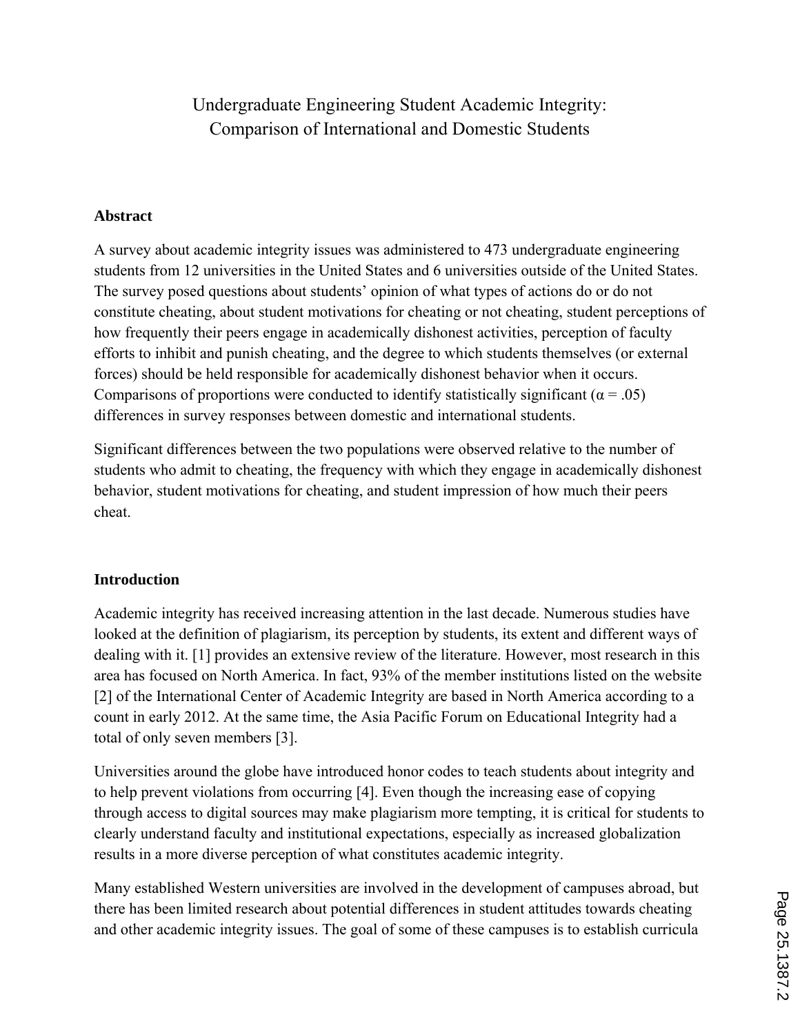# Undergraduate Engineering Student Academic Integrity: Comparison of International and Domestic Students

## Abstract

A survey about academic integrity issues was administered to 473 undergraduate engineering students from 12 universities in the United States and 6 universities outside of the United States. The survey posed questions about students' opinion of what types of actions do or do not constitute cheating, about student motivations for cheating or not cheating, student perceptions of how frequently their peers engage in academically dishonest activities, perception of faculty efforts to inhibit and punish cheating, and the degree to which students themselves (or external forces) should be held responsible for academically dishonest behavior when it occurs. Comparisons of proportions were conducted to identify statistically significant ($\alpha = .05$) differences in survey responses between domestic and international students.

Significant differences between the two populations were observed relative to the number of students who admit to cheating, the frequency with which they engage in academically dishonest behavior, student motivations for cheating, and student impression of how much their peers cheat.

## Introduction

Academic integrity has received increasing attention in the last decade. Numerous studies have looked at the definition of plagiarism, its perception by students, its extent and different ways of dealing with it. [1] provides an extensive review of the literature. However, most research in this area has focused on North America. In fact, 93% of the member institutions listed on the website [2] of the International Center of Academic Integrity are based in North America according to a count in early 2012. At the same time, the Asia Pacific Forum on Educational Integrity had a total of only seven members [3].

Universities around the globe have introduced honor codes to teach students about integrity and to help prevent violations from occurring [4]. Even though the increasing ease of copying through access to digital sources may make plagiarism more tempting, it is critical for students to clearly understand faculty and institutional expectations, especially as increased globalization results in a more diverse perception of what constitutes academic integrity.

Many established Western universities are involved in the development of campuses abroad, but there has been limited research about potential differences in student attitudes towards cheating and other academic integrity issues. The goal of some of these campuses is to establish curricula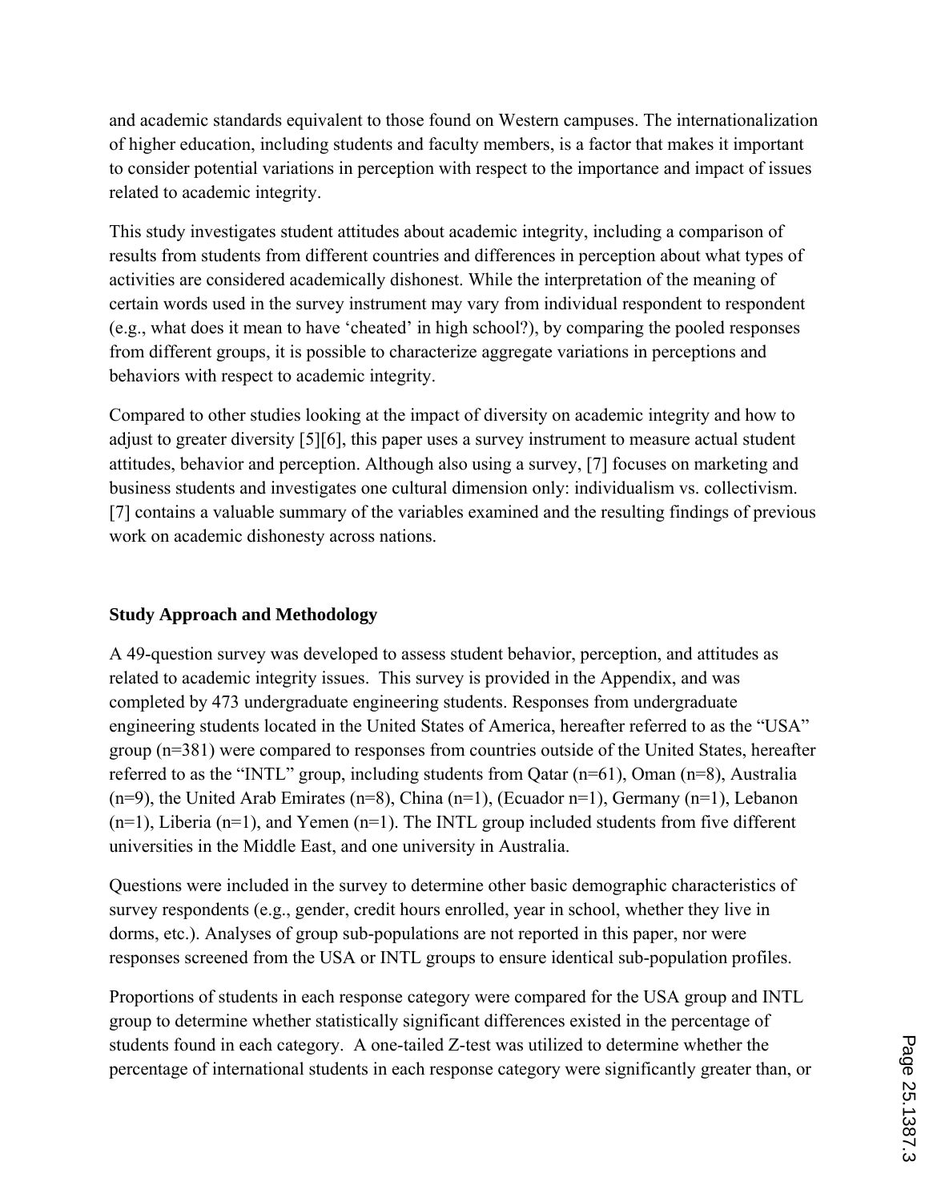and academic standards equivalent to those found on Western campuses. The internationalization of higher education, including students and faculty members, is a factor that makes it important to consider potential variations in perception with respect to the importance and impact of issues related to academic integrity.

This study investigates student attitudes about academic integrity, including a comparison of results from students from different countries and differences in perception about what types of activities are considered academically dishonest. While the interpretation of the meaning of certain words used in the survey instrument may vary from individual respondent to respondent (e.g., what does it mean to have 'cheated' in high school?), by comparing the pooled responses from different groups, it is possible to characterize aggregate variations in perceptions and behaviors with respect to academic integrity.

Compared to other studies looking at the impact of diversity on academic integrity and how to adjust to greater diversity [5][6], this paper uses a survey instrument to measure actual student attitudes, behavior and perception. Although also using a survey, [7] focuses on marketing and business students and investigates one cultural dimension only: individualism vs. collectivism. [7] contains a valuable summary of the variables examined and the resulting findings of previous work on academic dishonesty across nations.

## Study Approach and Methodology

A 49-question survey was developed to assess student behavior, perception, and attitudes as related to academic integrity issues. This survey is provided in the Appendix, and was completed by 473 undergraduate engineering students. Responses from undergraduate engineering students located in the United States of America, hereafter referred to as the "USA" group (n=381) were compared to responses from countries outside of the United States, hereafter referred to as the "INTL" group, including students from Qatar (n=61), Oman (n=8), Australia (n=9), the United Arab Emirates (n=8), China (n=1), (Ecuador n=1), Germany (n=1), Lebanon (n=1), Liberia (n=1), and Yemen (n=1). The INTL group included students from five different universities in the Middle East, and one university in Australia.

Questions were included in the survey to determine other basic demographic characteristics of survey respondents (e.g., gender, credit hours enrolled, year in school, whether they live in dorms, etc.). Analyses of group sub-populations are not reported in this paper, nor were responses screened from the USA or INTL groups to ensure identical sub-population profiles.

Proportions of students in each response category were compared for the USA group and INTL group to determine whether statistically significant differences existed in the percentage of students found in each category. A one-tailed Z-test was utilized to determine whether the percentage of international students in each response category were significantly greater than, or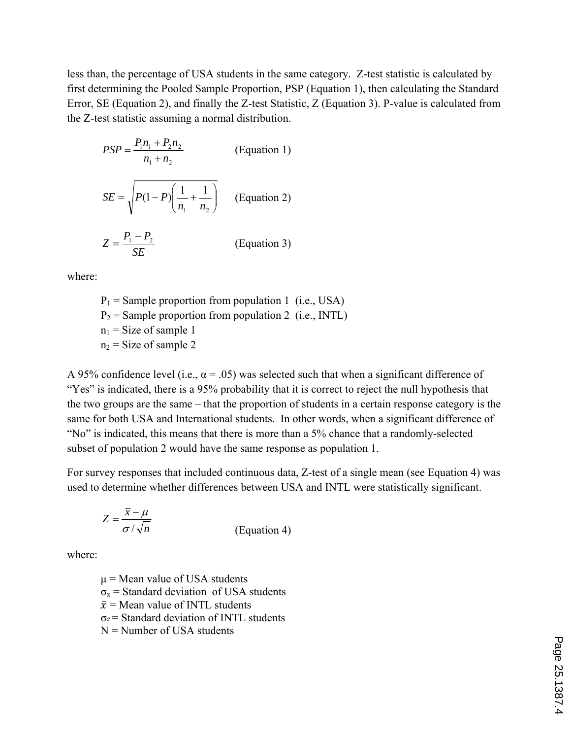less than, the percentage of USA students in the same category. Z-test statistic is calculated by first determining the Pooled Sample Proportion, PSP (Equation 1), then calculating the Standard Error, SE (Equation 2), and finally the Z-test Statistic, Z (Equation 3). P-value is calculated from the Z-test statistic assuming a normal distribution.

$$PSP = \frac{P_1 n_1 + P_2 n_2}{n_1 + n_2} \qquad \text{(Equation 1)}$$

$$SE = \sqrt{P(1-P)\left(\frac{1}{n_1} + \frac{1}{n_2}\right)} \qquad \text{(Equation 2)}$$

$$Z = \frac{P_1 - P_2}{SE} \qquad \text{(Equation 3)}$$

where:

- $P_1$ = Sample proportion from population 1 (i.e., USA)
- $P_2$ = Sample proportion from population 2 (i.e., INTL)
- $n_1$ = Size of sample 1
- $n_2$ = Size of sample 2

A 95% confidence level (i.e., $\alpha = .05$) was selected such that when a significant difference of "Yes" is indicated, there is a 95% probability that it is correct to reject the null hypothesis that the two groups are the same – that the proportion of students in a certain response category is the same for both USA and International students. In other words, when a significant difference of "No" is indicated, this means that there is more than a 5% chance that a randomly-selected subset of population 2 would have the same response as population 1.

For survey responses that included continuous data, Z-test of a single mean (see Equation 4) was used to determine whether differences between USA and INTL were statistically significant.

$$Z = \frac{\bar{x} - \mu}{\sigma / \sqrt{n}} \qquad \text{(Equation 4)}$$

where:

- $\mu$ = Mean value of USA students
- $\sigma_x$ = Standard deviation of USA students
- $\bar{x}$ = Mean value of INTL students
- $\sigma_{\bar{x}}$ = Standard deviation of INTL students
- N = Number of USA students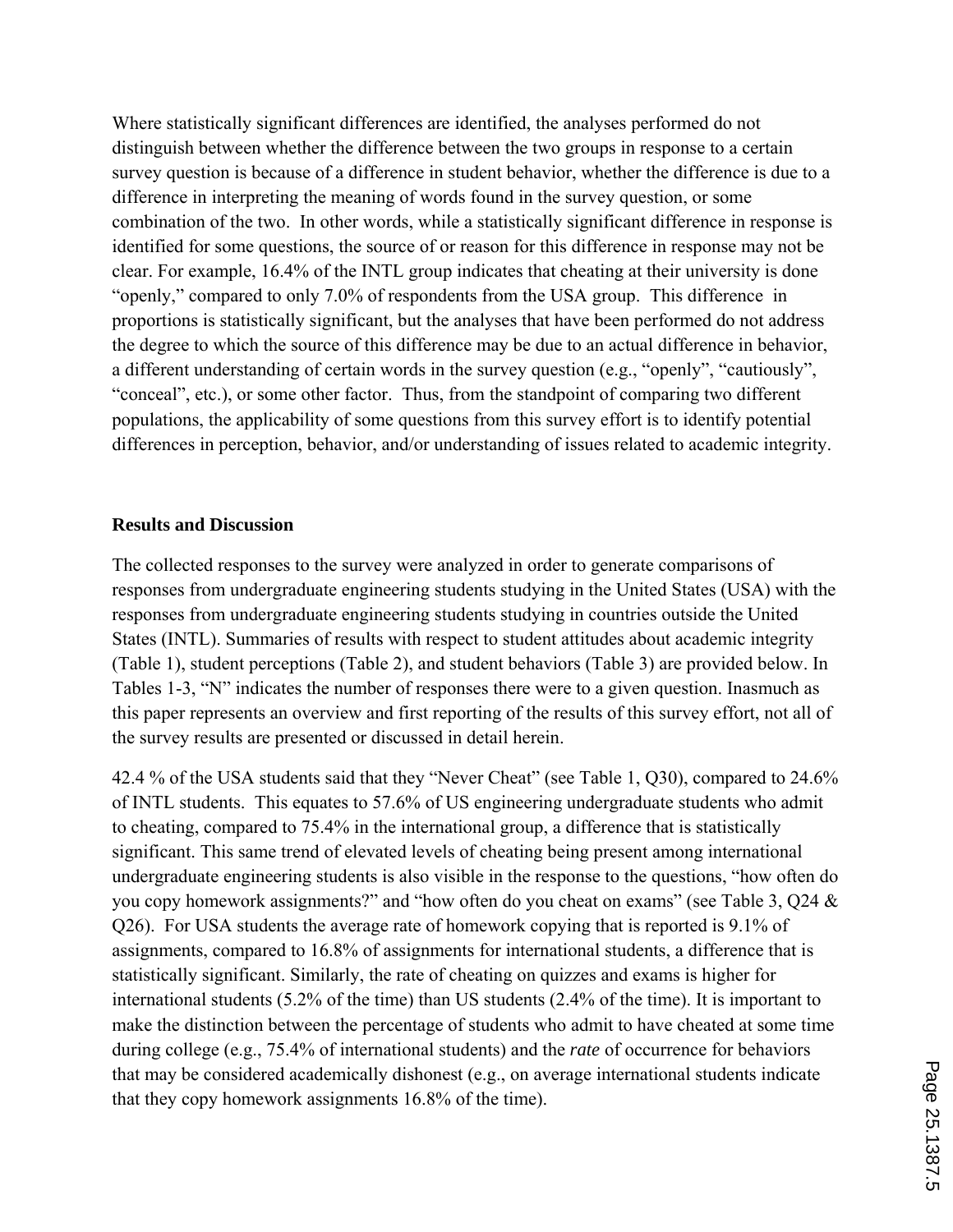Where statistically significant differences are identified, the analyses performed do not distinguish between whether the difference between the two groups in response to a certain survey question is because of a difference in student behavior, whether the difference is due to a difference in interpreting the meaning of words found in the survey question, or some combination of the two. In other words, while a statistically significant difference in response is identified for some questions, the source of or reason for this difference in response may not be clear. For example, 16.4% of the INTL group indicates that cheating at their university is done "openly," compared to only 7.0% of respondents from the USA group. This difference in proportions is statistically significant, but the analyses that have been performed do not address the degree to which the source of this difference may be due to an actual difference in behavior, a different understanding of certain words in the survey question (e.g., "openly", "cautiously", "conceal", etc.), or some other factor. Thus, from the standpoint of comparing two different populations, the applicability of some questions from this survey effort is to identify potential differences in perception, behavior, and/or understanding of issues related to academic integrity.

## Results and Discussion

The collected responses to the survey were analyzed in order to generate comparisons of responses from undergraduate engineering students studying in the United States (USA) with the responses from undergraduate engineering students studying in countries outside the United States (INTL). Summaries of results with respect to student attitudes about academic integrity (Table 1), student perceptions (Table 2), and student behaviors (Table 3) are provided below. In Tables 1-3, "N" indicates the number of responses there were to a given question. Inasmuch as this paper represents an overview and first reporting of the results of this survey effort, not all of the survey results are presented or discussed in detail herein.

42.4 % of the USA students said that they "Never Cheat" (see Table 1, Q30), compared to 24.6% of INTL students. This equates to 57.6% of US engineering undergraduate students who admit to cheating, compared to 75.4% in the international group, a difference that is statistically significant. This same trend of elevated levels of cheating being present among international undergraduate engineering students is also visible in the response to the questions, "how often do you copy homework assignments?" and "how often do you cheat on exams" (see Table 3, Q24 & Q26). For USA students the average rate of homework copying that is reported is 9.1% of assignments, compared to 16.8% of assignments for international students, a difference that is statistically significant. Similarly, the rate of cheating on quizzes and exams is higher for international students (5.2% of the time) than US students (2.4% of the time). It is important to make the distinction between the percentage of students who admit to have cheated at some time during college (e.g., 75.4% of international students) and the *rate* of occurrence for behaviors that may be considered academically dishonest (e.g., on average international students indicate that they copy homework assignments 16.8% of the time).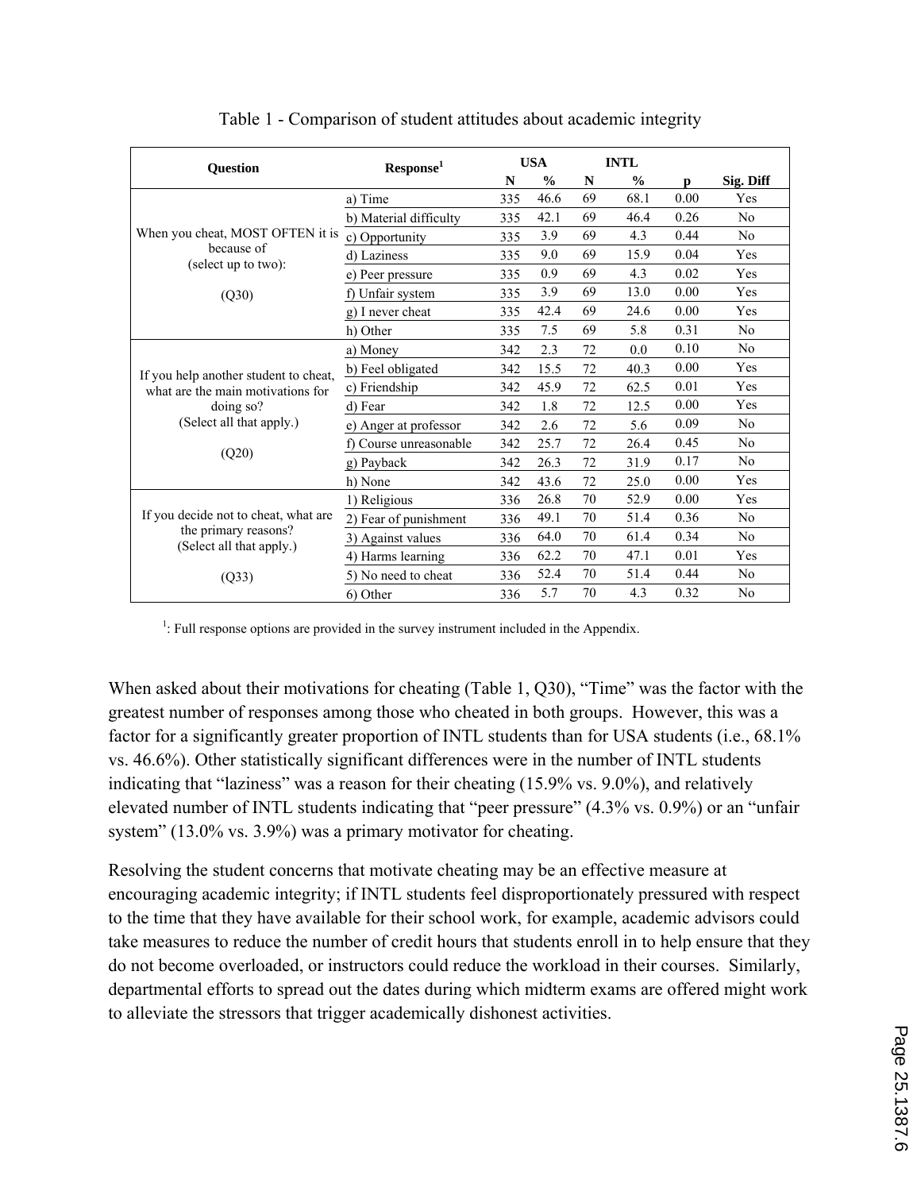Table 1 - Comparison of student attitudes about academic integrity

| Question | Response[1] | USA | | INTL | | | |
|---|---|---|---|---|---|---|---|
| | | N | % | N | % | p | Sig. Diff |
| When you cheat, MOST OFTEN it is because of (select up to two): (Q30) | a) Time | 335 | 46.6 | 69 | 68.1 | 0.00 | Yes |
| | b) Material difficulty | 335 | 42.1 | 69 | 46.4 | 0.26 | No |
| | c) Opportunity | 335 | 3.9 | 69 | 4.3 | 0.44 | No |
| | d) Laziness | 335 | 9.0 | 69 | 15.9 | 0.04 | Yes |
| | e) Peer pressure | 335 | 0.9 | 69 | 4.3 | 0.02 | Yes |
| | f) Unfair system | 335 | 3.9 | 69 | 13.0 | 0.00 | Yes |
| | g) I never cheat | 335 | 42.4 | 69 | 24.6 | 0.00 | Yes |
| | h) Other | 335 | 7.5 | 69 | 5.8 | 0.31 | No |
| If you help another student to cheat, what are the main motivations for doing so? (Select all that apply.) (Q20) | a) Money | 342 | 2.3 | 72 | 0.0 | 0.10 | No |
| | b) Feel obligated | 342 | 15.5 | 72 | 40.3 | 0.00 | Yes |
| | c) Friendship | 342 | 45.9 | 72 | 62.5 | 0.01 | Yes |
| | d) Fear | 342 | 1.8 | 72 | 12.5 | 0.00 | Yes |
| | e) Anger at professor | 342 | 2.6 | 72 | 5.6 | 0.09 | No |
| | f) Course unreasonable | 342 | 25.7 | 72 | 26.4 | 0.45 | No |
| | g) Payback | 342 | 26.3 | 72 | 31.9 | 0.17 | No |
| | h) None | 342 | 43.6 | 72 | 25.0 | 0.00 | Yes |
| If you decide not to cheat, what are the primary reasons? (Select all that apply.) (Q33) | 1) Religious | 336 | 26.8 | 70 | 52.9 | 0.00 | Yes |
| | 2) Fear of punishment | 336 | 49.1 | 70 | 51.4 | 0.36 | No |
| | 3) Against values | 336 | 64.0 | 70 | 61.4 | 0.34 | No |
| | 4) Harms learning | 336 | 62.2 | 70 | 47.1 | 0.01 | Yes |
| | 5) No need to cheat | 336 | 52.4 | 70 | 51.4 | 0.44 | No |
| | 6) Other | 336 | 5.7 | 70 | 4.3 | 0.32 | No |

[1]: Full response options are provided in the survey instrument included in the Appendix.

When asked about their motivations for cheating (Table 1, Q30), "Time" was the factor with the greatest number of responses among those who cheated in both groups. However, this was a factor for a significantly greater proportion of INTL students than for USA students (i.e., 68.1% vs. 46.6%). Other statistically significant differences were in the number of INTL students indicating that "laziness" was a reason for their cheating (15.9% vs. 9.0%), and relatively elevated number of INTL students indicating that "peer pressure" (4.3% vs. 0.9%) or an "unfair system" (13.0% vs. 3.9%) was a primary motivator for cheating.

Resolving the student concerns that motivate cheating may be an effective measure at encouraging academic integrity; if INTL students feel disproportionately pressured with respect to the time that they have available for their school work, for example, academic advisors could take measures to reduce the number of credit hours that students enroll in to help ensure that they do not become overloaded, or instructors could reduce the workload in their courses. Similarly, departmental efforts to spread out the dates during which midterm exams are offered might work to alleviate the stressors that trigger academically dishonest activities.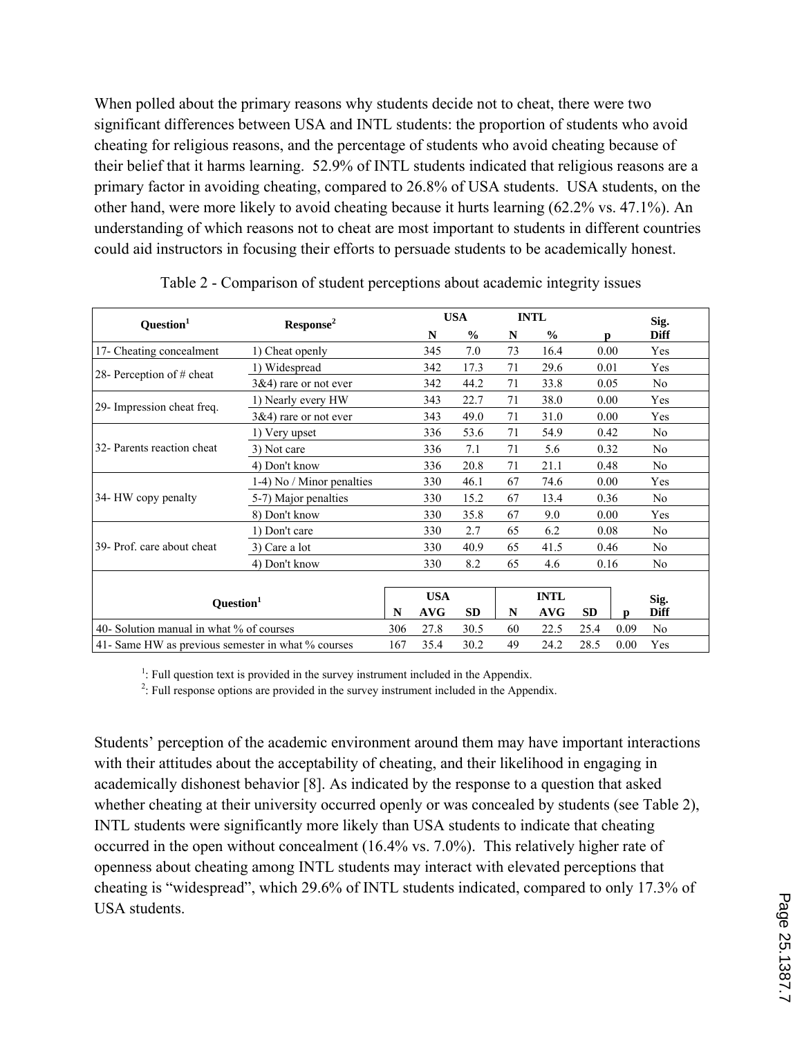When polled about the primary reasons why students decide not to cheat, there were two significant differences between USA and INTL students: the proportion of students who avoid cheating for religious reasons, and the percentage of students who avoid cheating because of their belief that it harms learning. 52.9% of INTL students indicated that religious reasons are a primary factor in avoiding cheating, compared to 26.8% of USA students. USA students, on the other hand, were more likely to avoid cheating because it hurts learning (62.2% vs. 47.1%). An understanding of which reasons not to cheat are most important to students in different countries could aid instructors in focusing their efforts to persuade students to be academically honest.

Table 2 - Comparison of student perceptions about academic integrity issues

| Question[1] | Response[2] | USA | | INTL | | p | Sig. Diff |
|---|---|---|---|---|---|---|---|
| | | N | % | N | % | | |
| 17- Cheating concealment | 1) Cheat openly | 345 | 7.0 | 73 | 16.4 | 0.00 | Yes |
| 28- Perception of # cheat | 1) Widespread | 342 | 17.3 | 71 | 29.6 | 0.01 | Yes |
| | 3&4) rare or not ever | 342 | 44.2 | 71 | 33.8 | 0.05 | No |
| 29- Impression cheat freq. | 1) Nearly every HW | 343 | 22.7 | 71 | 38.0 | 0.00 | Yes |
| | 3&4) rare or not ever | 343 | 49.0 | 71 | 31.0 | 0.00 | Yes |
| 32- Parents reaction cheat | 1) Very upset | 336 | 53.6 | 71 | 54.9 | 0.42 | No |
| | 3) Not care | 336 | 7.1 | 71 | 5.6 | 0.32 | No |
| | 4) Don't know | 336 | 20.8 | 71 | 21.1 | 0.48 | No |
| 34- HW copy penalty | 1-4) No / Minor penalties | 330 | 46.1 | 67 | 74.6 | 0.00 | Yes |
| | 5-7) Major penalties | 330 | 15.2 | 67 | 13.4 | 0.36 | No |
| | 8) Don't know | 330 | 35.8 | 67 | 9.0 | 0.00 | Yes |
| 39- Prof. care about cheat | 1) Don't care | 330 | 2.7 | 65 | 6.2 | 0.08 | No |
| | 3) Care a lot | 330 | 40.9 | 65 | 41.5 | 0.46 | No |
| | 4) Don't know | 330 | 8.2 | 65 | 4.6 | 0.16 | No |

| Question[1] | USA | | | INTL | | | p | Sig. Diff |
|---|---|---|---|---|---|---|---|---|
| | N | AVG | SD | N | AVG | SD | | |
| 40- Solution manual in what % of courses | 306 | 27.8 | 30.5 | 60 | 22.5 | 25.4 | 0.09 | No |
| 41- Same HW as previous semester in what % courses | 167 | 35.4 | 30.2 | 49 | 24.2 | 28.5 | 0.00 | Yes |

[1]: Full question text is provided in the survey instrument included in the Appendix.
[2]: Full response options are provided in the survey instrument included in the Appendix.

Students' perception of the academic environment around them may have important interactions with their attitudes about the acceptability of cheating, and their likelihood in engaging in academically dishonest behavior [8]. As indicated by the response to a question that asked whether cheating at their university occurred openly or was concealed by students (see Table 2), INTL students were significantly more likely than USA students to indicate that cheating occurred in the open without concealment (16.4% vs. 7.0%). This relatively higher rate of openness about cheating among INTL students may interact with elevated perceptions that cheating is "widespread", which 29.6% of INTL students indicated, compared to only 17.3% of USA students.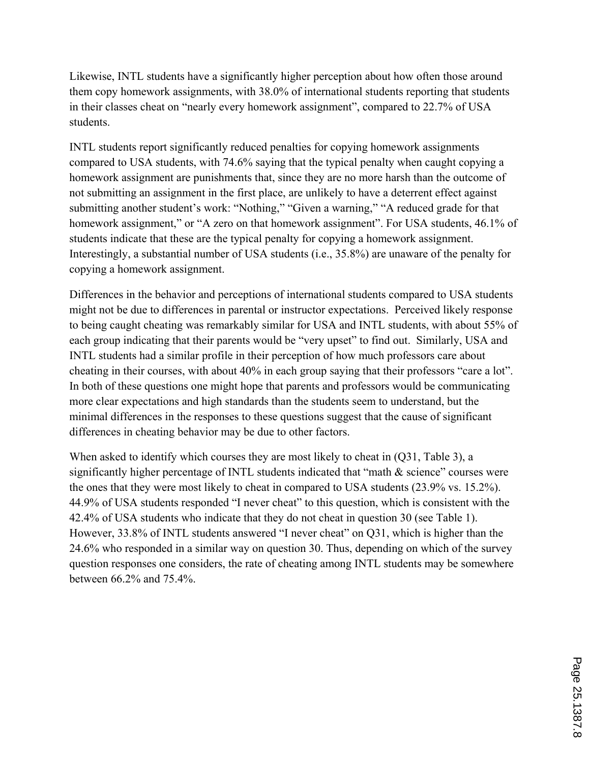Likewise, INTL students have a significantly higher perception about how often those around them copy homework assignments, with 38.0% of international students reporting that students in their classes cheat on "nearly every homework assignment", compared to 22.7% of USA students.

INTL students report significantly reduced penalties for copying homework assignments compared to USA students, with 74.6% saying that the typical penalty when caught copying a homework assignment are punishments that, since they are no more harsh than the outcome of not submitting an assignment in the first place, are unlikely to have a deterrent effect against submitting another student's work: "Nothing," "Given a warning," "A reduced grade for that homework assignment," or "A zero on that homework assignment". For USA students, 46.1% of students indicate that these are the typical penalty for copying a homework assignment. Interestingly, a substantial number of USA students (i.e., 35.8%) are unaware of the penalty for copying a homework assignment.

Differences in the behavior and perceptions of international students compared to USA students might not be due to differences in parental or instructor expectations. Perceived likely response to being caught cheating was remarkably similar for USA and INTL students, with about 55% of each group indicating that their parents would be "very upset" to find out. Similarly, USA and INTL students had a similar profile in their perception of how much professors care about cheating in their courses, with about 40% in each group saying that their professors "care a lot". In both of these questions one might hope that parents and professors would be communicating more clear expectations and high standards than the students seem to understand, but the minimal differences in the responses to these questions suggest that the cause of significant differences in cheating behavior may be due to other factors.

When asked to identify which courses they are most likely to cheat in (Q31, Table 3), a significantly higher percentage of INTL students indicated that "math & science" courses were the ones that they were most likely to cheat in compared to USA students (23.9% vs. 15.2%). 44.9% of USA students responded "I never cheat" to this question, which is consistent with the 42.4% of USA students who indicate that they do not cheat in question 30 (see Table 1). However, 33.8% of INTL students answered "I never cheat" on Q31, which is higher than the 24.6% who responded in a similar way on question 30. Thus, depending on which of the survey question responses one considers, the rate of cheating among INTL students may be somewhere between 66.2% and 75.4%.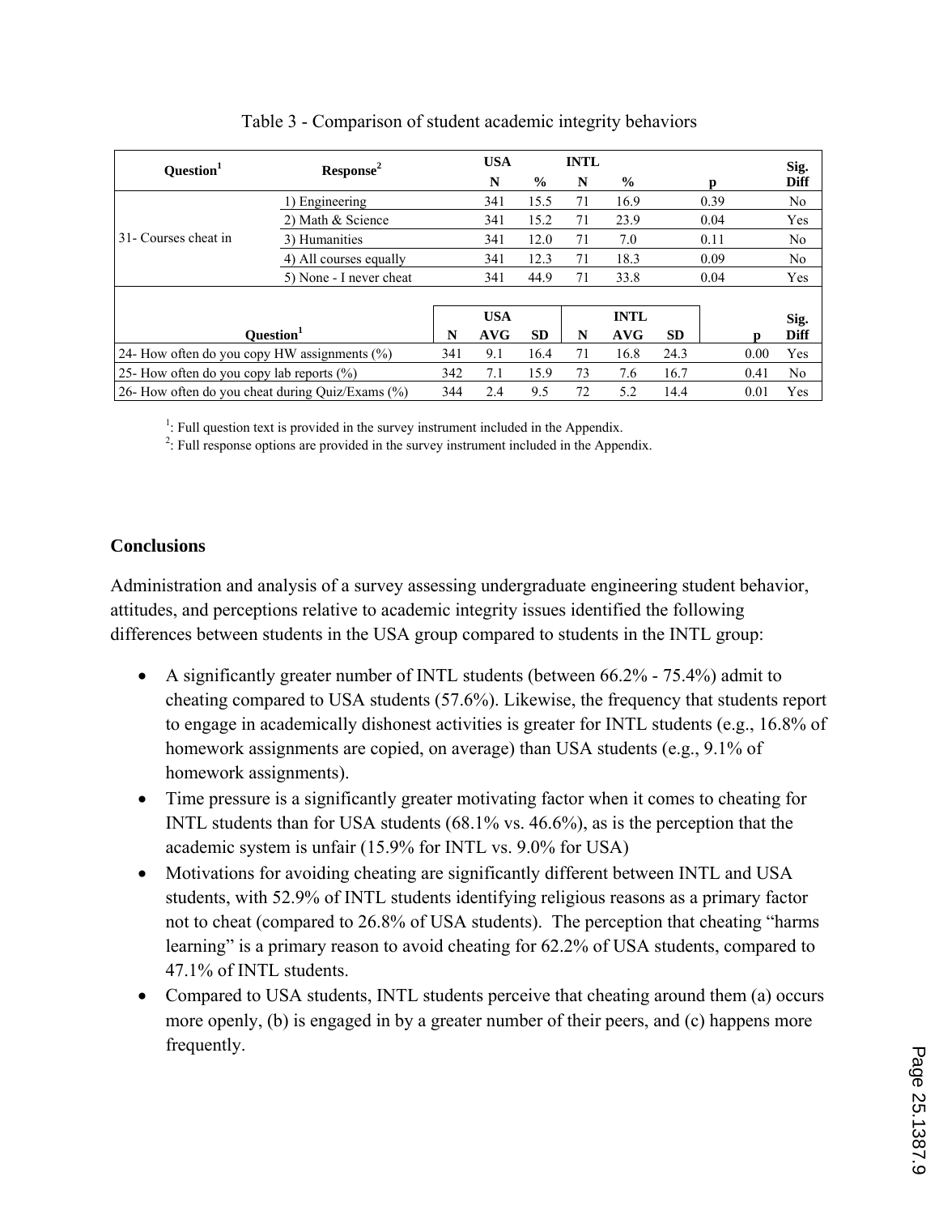Table 3 - Comparison of student academic integrity behaviors

| Question[1] | Response[2] | USA N | USA % | INTL N | INTL % | p | Sig. Diff |
|---|---|---|---|---|---|---|---|
| 31- Courses cheat in | 1) Engineering | 341 | 15.5 | 71 | 16.9 | 0.39 | No |
| | 2) Math & Science | 341 | 15.2 | 71 | 23.9 | 0.04 | Yes |
| | 3) Humanities | 341 | 12.0 | 71 | 7.0 | 0.11 | No |
| | 4) All courses equally | 341 | 12.3 | 71 | 18.3 | 0.09 | No |
| | 5) None - I never cheat | 341 | 44.9 | 71 | 33.8 | 0.04 | Yes |

| Question[1] | USA N | USA AVG | USA SD | INTL N | INTL AVG | INTL SD | p | Sig. Diff |
|---|---|---|---|---|---|---|---|---|
| 24- How often do you copy HW assignments (%) | 341 | 9.1 | 16.4 | 71 | 16.8 | 24.3 | 0.00 | Yes |
| 25- How often do you copy lab reports (%) | 342 | 7.1 | 15.9 | 73 | 7.6 | 16.7 | 0.41 | No |
| 26- How often do you cheat during Quiz/Exams (%) | 344 | 2.4 | 9.5 | 72 | 5.2 | 14.4 | 0.01 | Yes |

[1]: Full question text is provided in the survey instrument included in the Appendix.
[2]: Full response options are provided in the survey instrument included in the Appendix.

## Conclusions

Administration and analysis of a survey assessing undergraduate engineering student behavior, attitudes, and perceptions relative to academic integrity issues identified the following differences between students in the USA group compared to students in the INTL group:

- A significantly greater number of INTL students (between 66.2% - 75.4%) admit to cheating compared to USA students (57.6%). Likewise, the frequency that students report to engage in academically dishonest activities is greater for INTL students (e.g., 16.8% of homework assignments are copied, on average) than USA students (e.g., 9.1% of homework assignments).
- Time pressure is a significantly greater motivating factor when it comes to cheating for INTL students than for USA students (68.1% vs. 46.6%), as is the perception that the academic system is unfair (15.9% for INTL vs. 9.0% for USA)
- Motivations for avoiding cheating are significantly different between INTL and USA students, with 52.9% of INTL students identifying religious reasons as a primary factor not to cheat (compared to 26.8% of USA students). The perception that cheating "harms learning" is a primary reason to avoid cheating for 62.2% of USA students, compared to 47.1% of INTL students.
- Compared to USA students, INTL students perceive that cheating around them (a) occurs more openly, (b) is engaged in by a greater number of their peers, and (c) happens more frequently.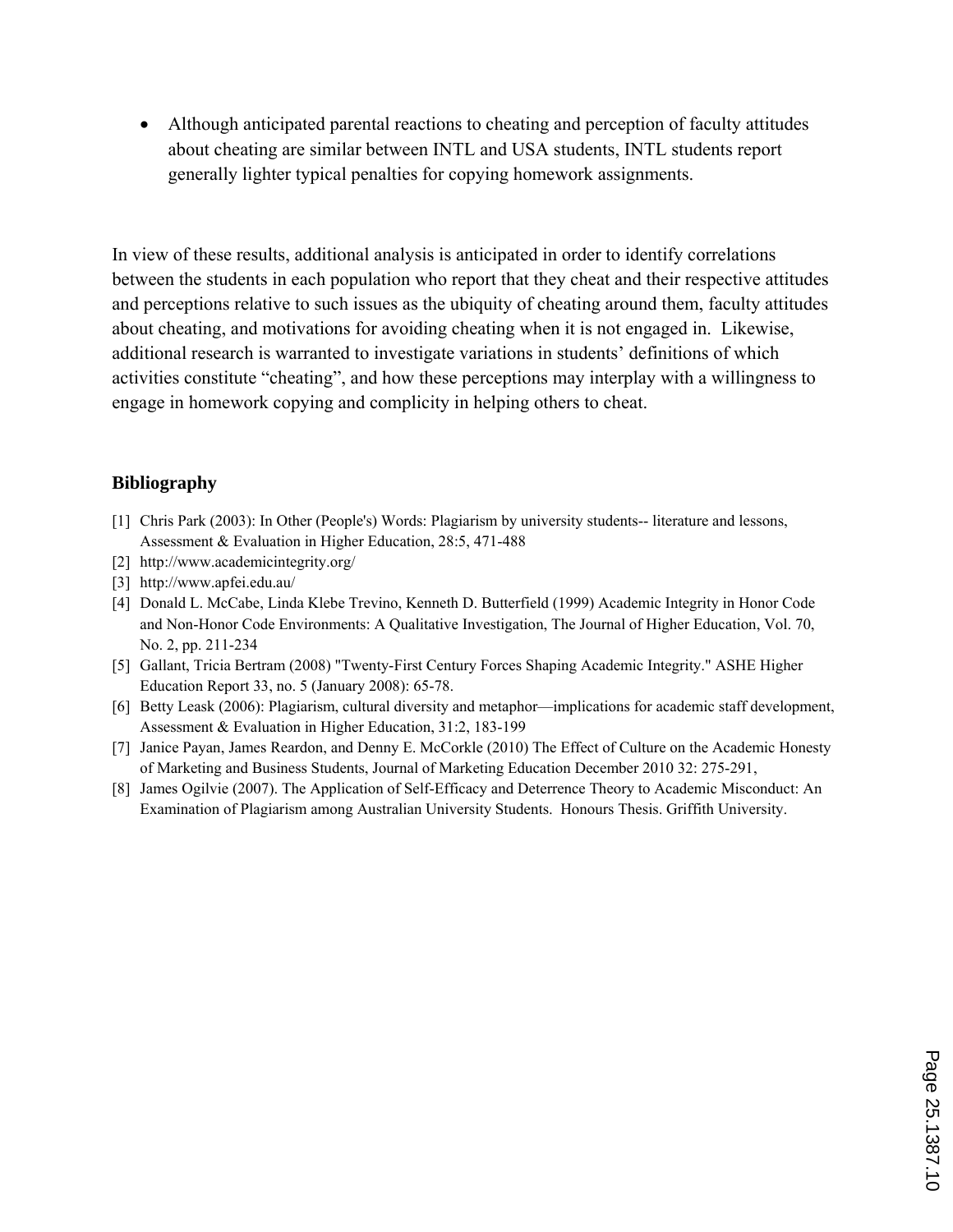- Although anticipated parental reactions to cheating and perception of faculty attitudes about cheating are similar between INTL and USA students, INTL students report generally lighter typical penalties for copying homework assignments.

In view of these results, additional analysis is anticipated in order to identify correlations between the students in each population who report that they cheat and their respective attitudes and perceptions relative to such issues as the ubiquity of cheating around them, faculty attitudes about cheating, and motivations for avoiding cheating when it is not engaged in. Likewise, additional research is warranted to investigate variations in students' definitions of which activities constitute "cheating", and how these perceptions may interplay with a willingness to engage in homework copying and complicity in helping others to cheat.

## Bibliography

[1] Chris Park (2003): In Other (People's) Words: Plagiarism by university students-- literature and lessons, Assessment & Evaluation in Higher Education, 28:5, 471-488

[2] http://www.academicintegrity.org/

[3] http://www.apfei.edu.au/

[4] Donald L. McCabe, Linda Klebe Trevino, Kenneth D. Butterfield (1999) Academic Integrity in Honor Code and Non-Honor Code Environments: A Qualitative Investigation, The Journal of Higher Education, Vol. 70, No. 2, pp. 211-234

[5] Gallant, Tricia Bertram (2008) "Twenty-First Century Forces Shaping Academic Integrity." ASHE Higher Education Report 33, no. 5 (January 2008): 65-78.

[6] Betty Leask (2006): Plagiarism, cultural diversity and metaphor—implications for academic staff development, Assessment & Evaluation in Higher Education, 31:2, 183-199

[7] Janice Payan, James Reardon, and Denny E. McCorkle (2010) The Effect of Culture on the Academic Honesty of Marketing and Business Students, Journal of Marketing Education December 2010 32: 275-291,

[8] James Ogilvie (2007). The Application of Self-Efficacy and Deterrence Theory to Academic Misconduct: An Examination of Plagiarism among Australian University Students. Honours Thesis. Griffith University.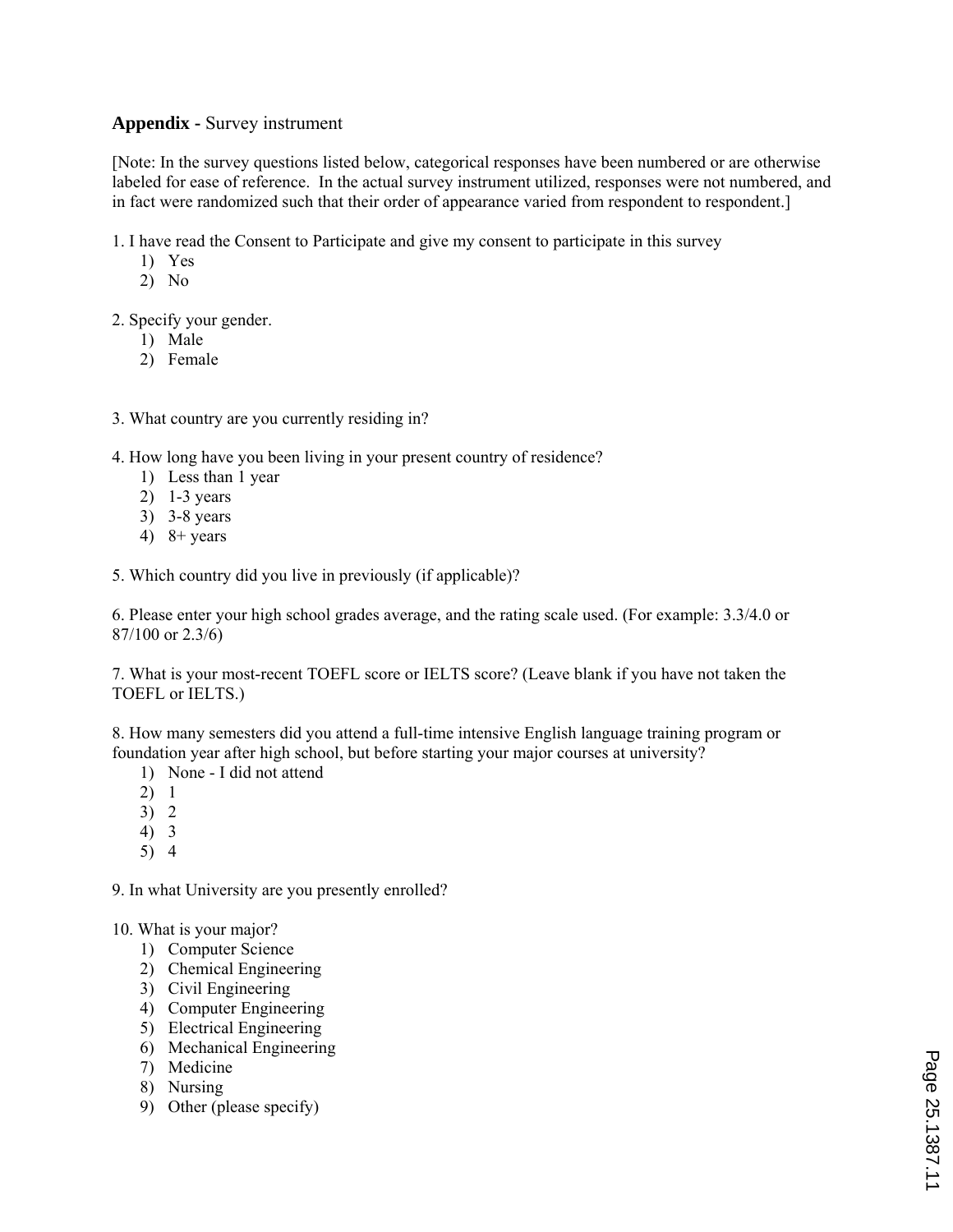**Appendix -** Survey instrument

[Note: In the survey questions listed below, categorical responses have been numbered or are otherwise labeled for ease of reference. In the actual survey instrument utilized, responses were not numbered, and in fact were randomized such that their order of appearance varied from respondent to respondent.]

1. I have read the Consent to Participate and give my consent to participate in this survey
   1) Yes
   2) No

2. Specify your gender.
   1) Male
   2) Female

3. What country are you currently residing in?

4. How long have you been living in your present country of residence?
   1) Less than 1 year
   2) 1-3 years
   3) 3-8 years
   4) 8+ years

5. Which country did you live in previously (if applicable)?

6. Please enter your high school grades average, and the rating scale used. (For example: 3.3/4.0 or 87/100 or 2.3/6)

7. What is your most-recent TOEFL score or IELTS score? (Leave blank if you have not taken the TOEFL or IELTS.)

8. How many semesters did you attend a full-time intensive English language training program or foundation year after high school, but before starting your major courses at university?
   1) None - I did not attend
   2) 1
   3) 2
   4) 3
   5) 4

9. In what University are you presently enrolled?

10. What is your major?
    1) Computer Science
    2) Chemical Engineering
    3) Civil Engineering
    4) Computer Engineering
    5) Electrical Engineering
    6) Mechanical Engineering
    7) Medicine
    8) Nursing
    9) Other (please specify)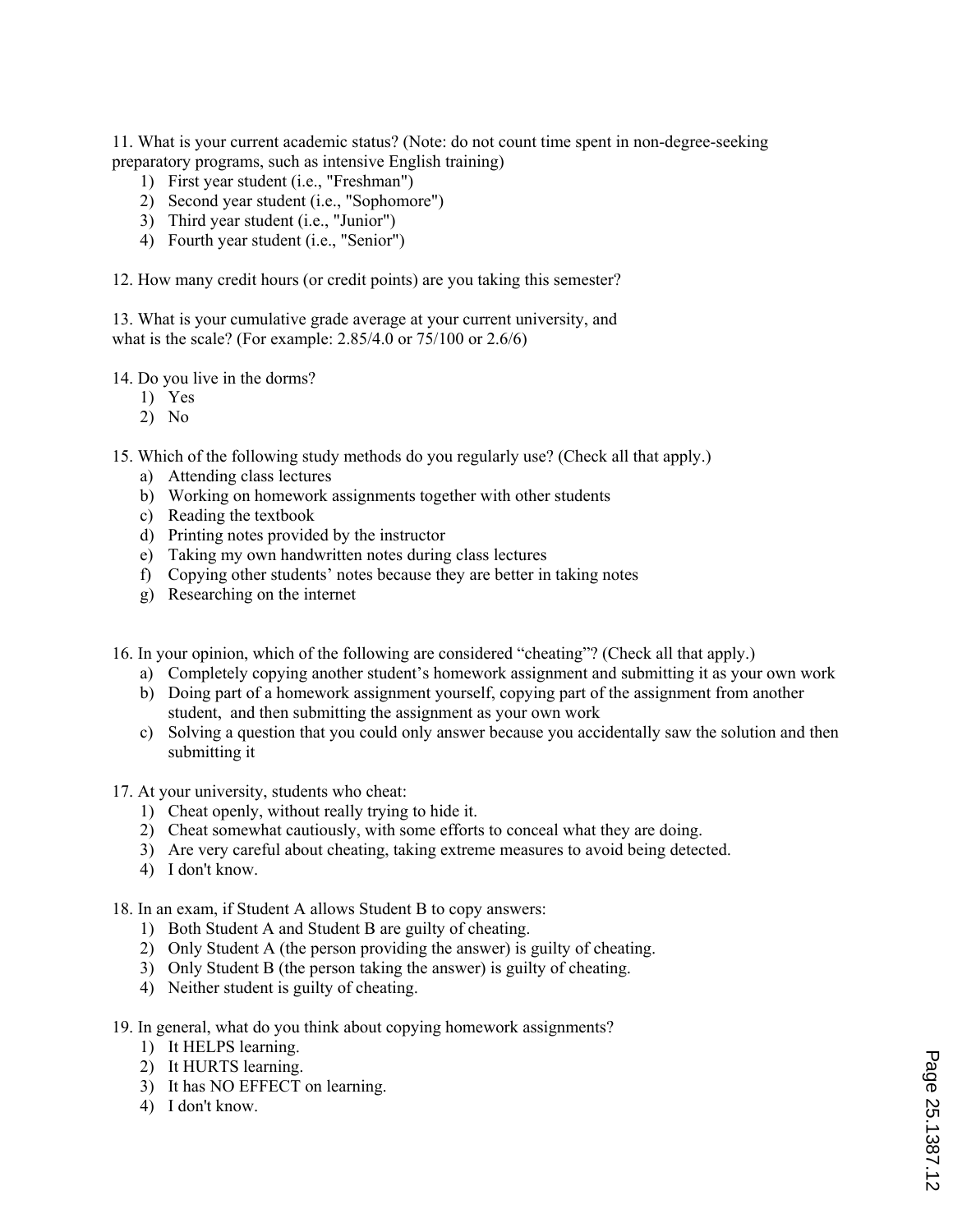11. What is your current academic status? (Note: do not count time spent in non-degree-seeking preparatory programs, such as intensive English training)

1) First year student (i.e., "Freshman")
2) Second year student (i.e., "Sophomore")
3) Third year student (i.e., "Junior")
4) Fourth year student (i.e., "Senior")

12. How many credit hours (or credit points) are you taking this semester?

13. What is your cumulative grade average at your current university, and what is the scale? (For example: 2.85/4.0 or 75/100 or 2.6/6)

14. Do you live in the dorms?

1) Yes
2) No

15. Which of the following study methods do you regularly use? (Check all that apply.)

a) Attending class lectures
b) Working on homework assignments together with other students
c) Reading the textbook
d) Printing notes provided by the instructor
e) Taking my own handwritten notes during class lectures
f) Copying other students' notes because they are better in taking notes
g) Researching on the internet

16. In your opinion, which of the following are considered "cheating"? (Check all that apply.)

a) Completely copying another student's homework assignment and submitting it as your own work
b) Doing part of a homework assignment yourself, copying part of the assignment from another student, and then submitting the assignment as your own work
c) Solving a question that you could only answer because you accidentally saw the solution and then submitting it

17. At your university, students who cheat:

1) Cheat openly, without really trying to hide it.
2) Cheat somewhat cautiously, with some efforts to conceal what they are doing.
3) Are very careful about cheating, taking extreme measures to avoid being detected.
4) I don't know.

18. In an exam, if Student A allows Student B to copy answers:

1) Both Student A and Student B are guilty of cheating.
2) Only Student A (the person providing the answer) is guilty of cheating.
3) Only Student B (the person taking the answer) is guilty of cheating.
4) Neither student is guilty of cheating.

19. In general, what do you think about copying homework assignments?

1) It HELPS learning.
2) It HURTS learning.
3) It has NO EFFECT on learning.
4) I don't know.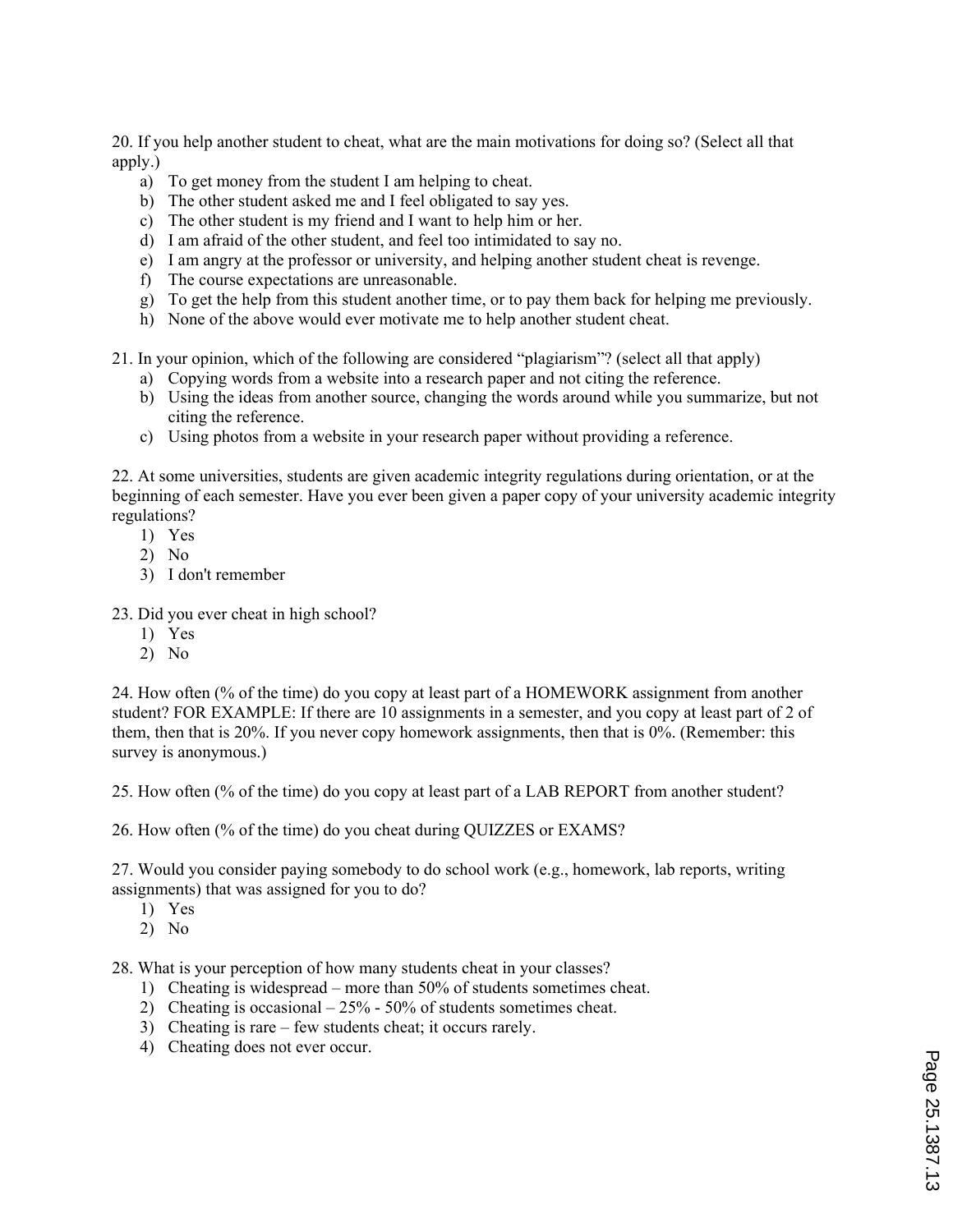20. If you help another student to cheat, what are the main motivations for doing so? (Select all that apply.)

   a) To get money from the student I am helping to cheat.
   b) The other student asked me and I feel obligated to say yes.
   c) The other student is my friend and I want to help him or her.
   d) I am afraid of the other student, and feel too intimidated to say no.
   e) I am angry at the professor or university, and helping another student cheat is revenge.
   f) The course expectations are unreasonable.
   g) To get the help from this student another time, or to pay them back for helping me previously.
   h) None of the above would ever motivate me to help another student cheat.

21. In your opinion, which of the following are considered "plagiarism"? (select all that apply)

   a) Copying words from a website into a research paper and not citing the reference.
   b) Using the ideas from another source, changing the words around while you summarize, but not citing the reference.
   c) Using photos from a website in your research paper without providing a reference.

22. At some universities, students are given academic integrity regulations during orientation, or at the beginning of each semester. Have you ever been given a paper copy of your university academic integrity regulations?

   1) Yes
   2) No
   3) I don't remember

23. Did you ever cheat in high school?

   1) Yes
   2) No

24. How often (% of the time) do you copy at least part of a HOMEWORK assignment from another student? FOR EXAMPLE: If there are 10 assignments in a semester, and you copy at least part of 2 of them, then that is 20%. If you never copy homework assignments, then that is 0%. (Remember: this survey is anonymous.)

25. How often (% of the time) do you copy at least part of a LAB REPORT from another student?

26. How often (% of the time) do you cheat during QUIZZES or EXAMS?

27. Would you consider paying somebody to do school work (e.g., homework, lab reports, writing assignments) that was assigned for you to do?

   1) Yes
   2) No

28. What is your perception of how many students cheat in your classes?

   1) Cheating is widespread – more than 50% of students sometimes cheat.
   2) Cheating is occasional – 25% - 50% of students sometimes cheat.
   3) Cheating is rare – few students cheat; it occurs rarely.
   4) Cheating does not ever occur.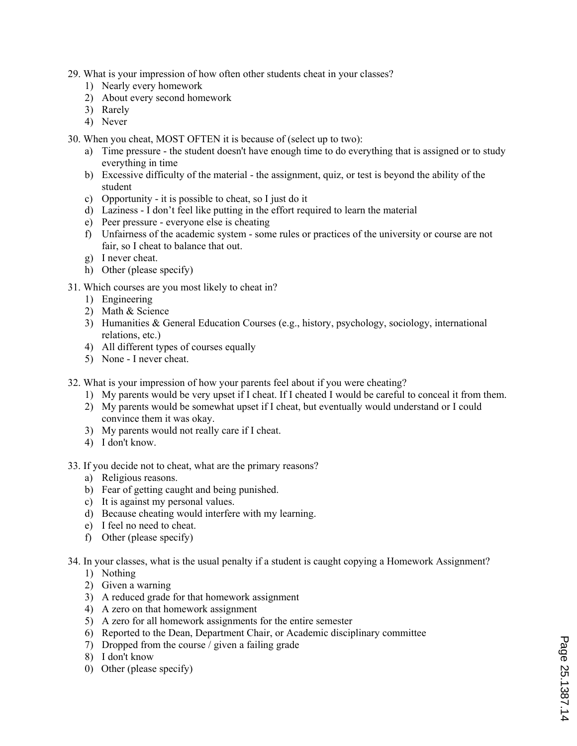29. What is your impression of how often other students cheat in your classes?
    1) Nearly every homework
    2) About every second homework
    3) Rarely
    4) Never

30. When you cheat, MOST OFTEN it is because of (select up to two):
    a) Time pressure - the student doesn't have enough time to do everything that is assigned or to study everything in time
    b) Excessive difficulty of the material - the assignment, quiz, or test is beyond the ability of the student
    c) Opportunity - it is possible to cheat, so I just do it
    d) Laziness - I don't feel like putting in the effort required to learn the material
    e) Peer pressure - everyone else is cheating
    f) Unfairness of the academic system - some rules or practices of the university or course are not fair, so I cheat to balance that out.
    g) I never cheat.
    h) Other (please specify)

31. Which courses are you most likely to cheat in?
    1) Engineering
    2) Math & Science
    3) Humanities & General Education Courses (e.g., history, psychology, sociology, international relations, etc.)
    4) All different types of courses equally
    5) None - I never cheat.

32. What is your impression of how your parents feel about if you were cheating?
    1) My parents would be very upset if I cheat. If I cheated I would be careful to conceal it from them.
    2) My parents would be somewhat upset if I cheat, but eventually would understand or I could convince them it was okay.
    3) My parents would not really care if I cheat.
    4) I don't know.

33. If you decide not to cheat, what are the primary reasons?
    a) Religious reasons.
    b) Fear of getting caught and being punished.
    c) It is against my personal values.
    d) Because cheating would interfere with my learning.
    e) I feel no need to cheat.
    f) Other (please specify)

34. In your classes, what is the usual penalty if a student is caught copying a Homework Assignment?
    1) Nothing
    2) Given a warning
    3) A reduced grade for that homework assignment
    4) A zero on that homework assignment
    5) A zero for all homework assignments for the entire semester
    6) Reported to the Dean, Department Chair, or Academic disciplinary committee
    7) Dropped from the course / given a failing grade
    8) I don't know
    0) Other (please specify)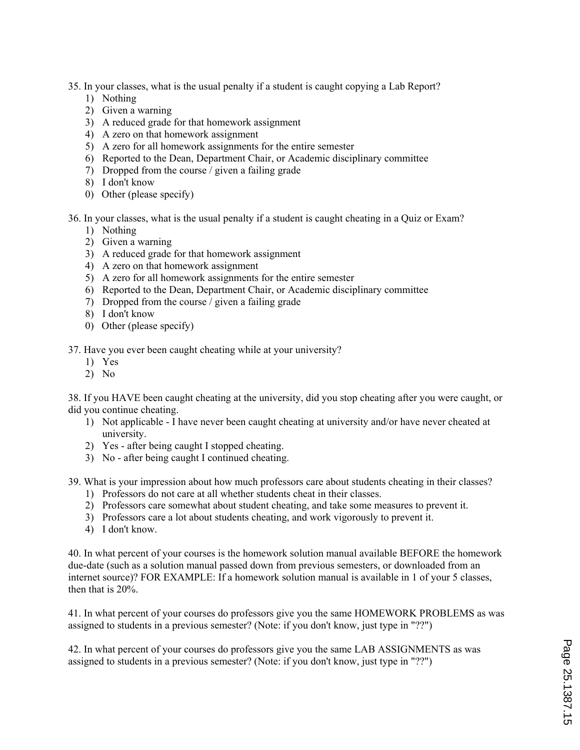35. In your classes, what is the usual penalty if a student is caught copying a Lab Report?
   1) Nothing
   2) Given a warning
   3) A reduced grade for that homework assignment
   4) A zero on that homework assignment
   5) A zero for all homework assignments for the entire semester
   6) Reported to the Dean, Department Chair, or Academic disciplinary committee
   7) Dropped from the course / given a failing grade
   8) I don't know
   0) Other (please specify)

36. In your classes, what is the usual penalty if a student is caught cheating in a Quiz or Exam?
   1) Nothing
   2) Given a warning
   3) A reduced grade for that homework assignment
   4) A zero on that homework assignment
   5) A zero for all homework assignments for the entire semester
   6) Reported to the Dean, Department Chair, or Academic disciplinary committee
   7) Dropped from the course / given a failing grade
   8) I don't know
   0) Other (please specify)

37. Have you ever been caught cheating while at your university?
   1) Yes
   2) No

38. If you HAVE been caught cheating at the university, did you stop cheating after you were caught, or did you continue cheating.
   1) Not applicable - I have never been caught cheating at university and/or have never cheated at university.
   2) Yes - after being caught I stopped cheating.
   3) No - after being caught I continued cheating.

39. What is your impression about how much professors care about students cheating in their classes?
   1) Professors do not care at all whether students cheat in their classes.
   2) Professors care somewhat about student cheating, and take some measures to prevent it.
   3) Professors care a lot about students cheating, and work vigorously to prevent it.
   4) I don't know.

40. In what percent of your courses is the homework solution manual available BEFORE the homework due-date (such as a solution manual passed down from previous semesters, or downloaded from an internet source)? FOR EXAMPLE: If a homework solution manual is available in 1 of your 5 classes, then that is 20%.

41. In what percent of your courses do professors give you the same HOMEWORK PROBLEMS as was assigned to students in a previous semester? (Note: if you don't know, just type in "??")

42. In what percent of your courses do professors give you the same LAB ASSIGNMENTS as was assigned to students in a previous semester? (Note: if you don't know, just type in "??")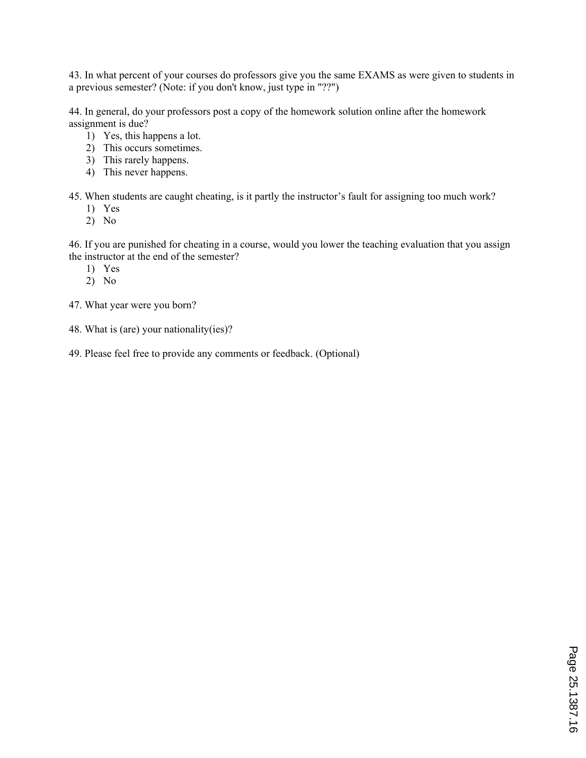43. In what percent of your courses do professors give you the same EXAMS as were given to students in a previous semester? (Note: if you don't know, just type in "??")

44. In general, do your professors post a copy of the homework solution online after the homework assignment is due?

1) Yes, this happens a lot.
2) This occurs sometimes.
3) This rarely happens.
4) This never happens.

45. When students are caught cheating, is it partly the instructor's fault for assigning too much work?

1) Yes
2) No

46. If you are punished for cheating in a course, would you lower the teaching evaluation that you assign the instructor at the end of the semester?

1) Yes
2) No

47. What year were you born?

48. What is (are) your nationality(ies)?

49. Please feel free to provide any comments or feedback. (Optional)